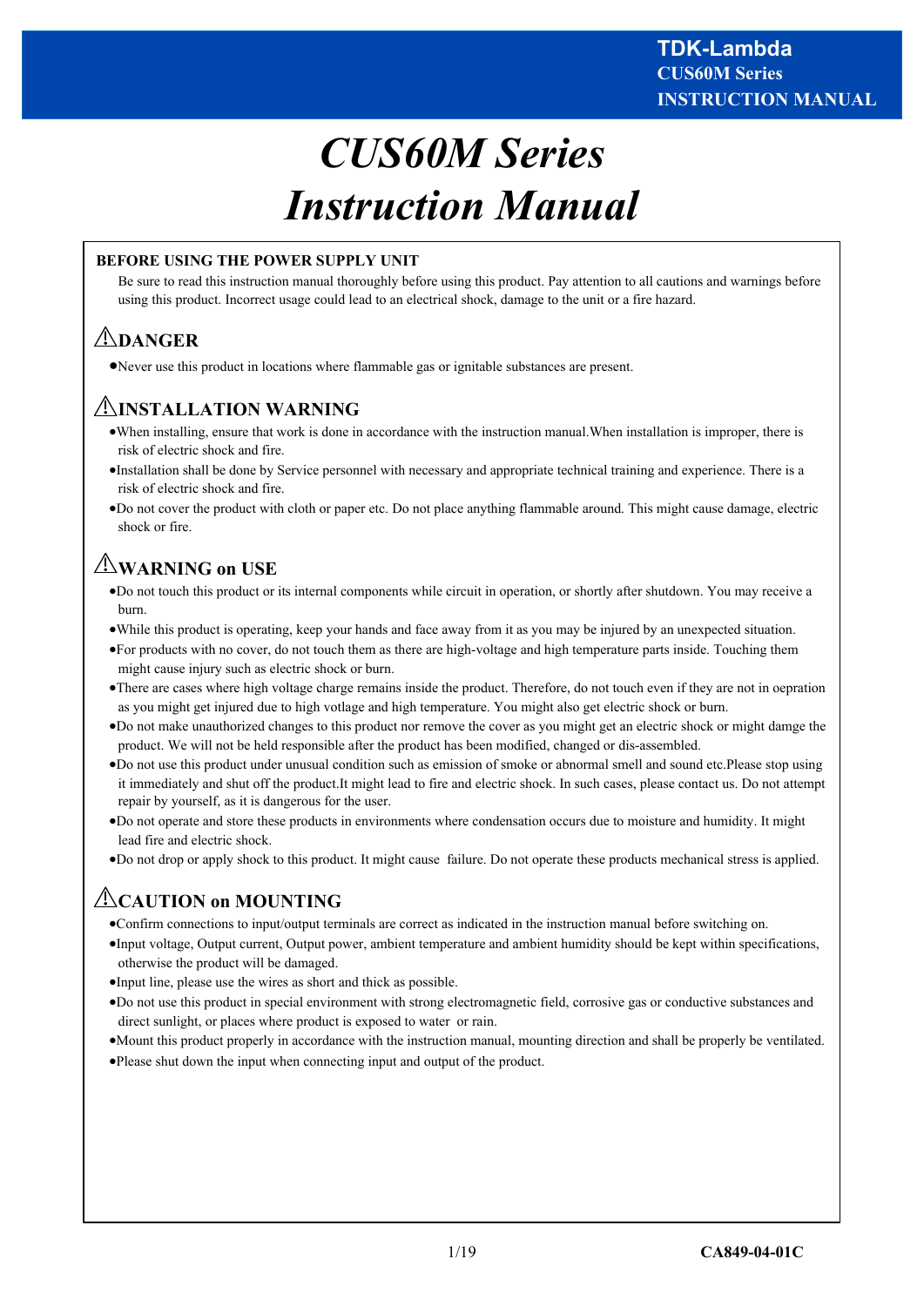# CUS60M Series Instruction Manual

**BEFORE USING THE POWER SUPPLY UNIT**

Be sure to read this instruction manual thoroughly before using this product. Pay attention to all cautions and warnings before using this product. Incorrect usage could lead to an electrical shock, damage to the unit or a fire hazard.

## ⚠DANGER

- Never use this product in locations where flammable gas or ignitable substances are present.

## ⚠INSTALLATION WARNING

- When installing, ensure that work is done in accordance with the instruction manual.When installation is improper, there is risk of electric shock and fire.
- Installation shall be done by Service personnel with necessary and appropriate technical training and experience. There is a risk of electric shock and fire.
- Do not cover the product with cloth or paper etc. Do not place anything flammable around. This might cause damage, electric shock or fire.

## ⚠WARNING on USE

- Do not touch this product or its internal components while circuit in operation, or shortly after shutdown. You may receive a burn.
- While this product is operating, keep your hands and face away from it as you may be injured by an unexpected situation.
- For products with no cover, do not touch them as there are high-voltage and high temperature parts inside. Touching them might cause injury such as electric shock or burn.
- There are cases where high voltage charge remains inside the product. Therefore, do not touch even if they are not in oepration as you might get injured due to high votlage and high temperature. You might also get electric shock or burn.
- Do not make unauthorized changes to this product nor remove the cover as you might get an electric shock or might damge the product. We will not be held responsible after the product has been modified, changed or dis-assembled.
- Do not use this product under unusual condition such as emission of smoke or abnormal smell and sound etc.Please stop using it immediately and shut off the product.It might lead to fire and electric shock. In such cases, please contact us. Do not attempt repair by yourself, as it is dangerous for the user.
- Do not operate and store these products in environments where condensation occurs due to moisture and humidity. It might lead fire and electric shock.
- Do not drop or apply shock to this product. It might cause failure. Do not operate these products mechanical stress is applied.

## ⚠CAUTION on MOUNTING

- Confirm connections to input/output terminals are correct as indicated in the instruction manual before switching on.
- Input voltage, Output current, Output power, ambient temperature and ambient humidity should be kept within specifications, otherwise the product will be damaged.
- Input line, please use the wires as short and thick as possible.
- Do not use this product in special environment with strong electromagnetic field, corrosive gas or conductive substances and direct sunlight, or places where product is exposed to water or rain.
- Mount this product properly in accordance with the instruction manual, mounting direction and shall be properly be ventilated.
- Please shut down the input when connecting input and output of the product.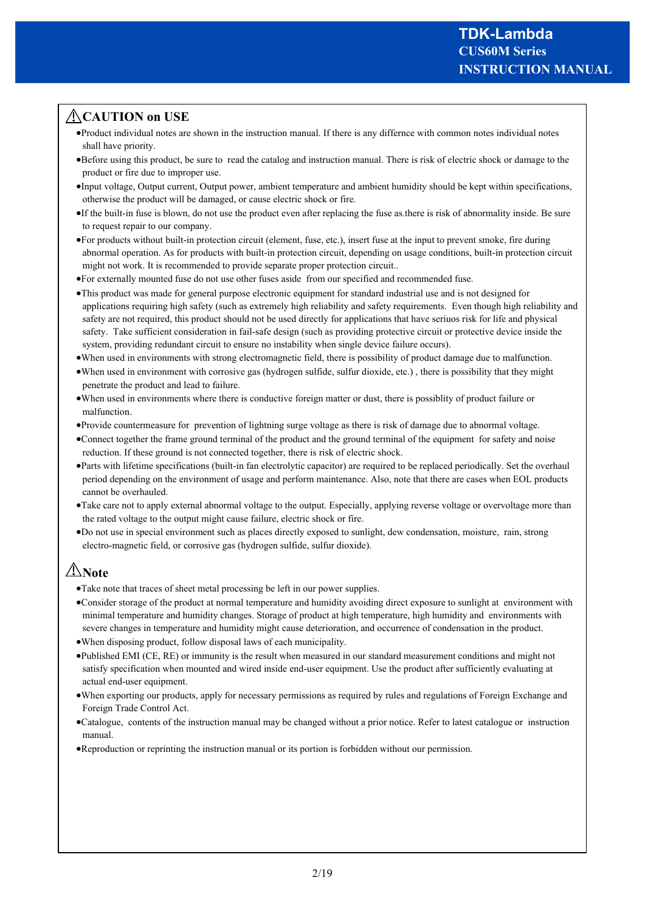## ⚠CAUTION on USE

- Product individual notes are shown in the instruction manual. If there is any differnce with common notes individual notes shall have priority.
- Before using this product, be sure to read the catalog and instruction manual. There is risk of electric shock or damage to the product or fire due to improper use.
- Input voltage, Output current, Output power, ambient temperature and ambient humidity should be kept within specifications, otherwise the product will be damaged, or cause electric shock or fire.
- If the built-in fuse is blown, do not use the product even after replacing the fuse as.there is risk of abnormality inside. Be sure to request repair to our company.
- For products without built-in protection circuit (element, fuse, etc.), insert fuse at the input to prevent smoke, fire during abnormal operation. As for products with built-in protection circuit, depending on usage conditions, built-in protection circuit might not work. It is recommended to provide separate proper protection circuit..
- For externally mounted fuse do not use other fuses aside from our specified and recommended fuse.
- This product was made for general purpose electronic equipment for standard industrial use and is not designed for applications requiring high safety (such as extremely high reliability and safety requirements. Even though high reliability and safety are not required, this product should not be used directly for applications that have seriuos risk for life and physical safety. Take sufficient consideration in fail-safe design (such as providing protective circuit or protective device inside the system, providing redundant circuit to ensure no instability when single device failure occurs).
- When used in environments with strong electromagnetic field, there is possibility of product damage due to malfunction.
- When used in environment with corrosive gas (hydrogen sulfide, sulfur dioxide, etc.) , there is possibility that they might penetrate the product and lead to failure.
- When used in environments where there is conductive foreign matter or dust, there is possiblity of product failure or malfunction.
- Provide countermeasure for prevention of lightning surge voltage as there is risk of damage due to abnormal voltage.
- Connect together the frame ground terminal of the product and the ground terminal of the equipment for safety and noise reduction. If these ground is not connected together, there is risk of electric shock.
- Parts with lifetime specifications (built-in fan electrolytic capacitor) are required to be replaced periodically. Set the overhaul period depending on the environment of usage and perform maintenance. Also, note that there are cases when EOL products cannot be overhauled.
- Take care not to apply external abnormal voltage to the output. Especially, applying reverse voltage or overvoltage more than the rated voltage to the output might cause failure, electric shock or fire.
- Do not use in special environment such as places directly exposed to sunlight, dew condensation, moisture, rain, strong electro-magnetic field, or corrosive gas (hydrogen sulfide, sulfur dioxide).

## ⚠Note

- Take note that traces of sheet metal processing be left in our power supplies.
- Consider storage of the product at normal temperature and humidity avoiding direct exposure to sunlight at environment with minimal temperature and humidity changes. Storage of product at high temperature, high humidity and environments with severe changes in temperature and humidity might cause deterioration, and occurrence of condensation in the product.
- When disposing product, follow disposal laws of each municipality.
- Published EMI (CE, RE) or immunity is the result when measured in our standard measurement conditions and might not satisfy specification when mounted and wired inside end-user equipment. Use the product after sufficiently evaluating at actual end-user equipment.
- When exporting our products, apply for necessary permissions as required by rules and regulations of Foreign Exchange and Foreign Trade Control Act.
- Catalogue, contents of the instruction manual may be changed without a prior notice. Refer to latest catalogue or instruction manual.
- Reproduction or reprinting the instruction manual or its portion is forbidden without our permission.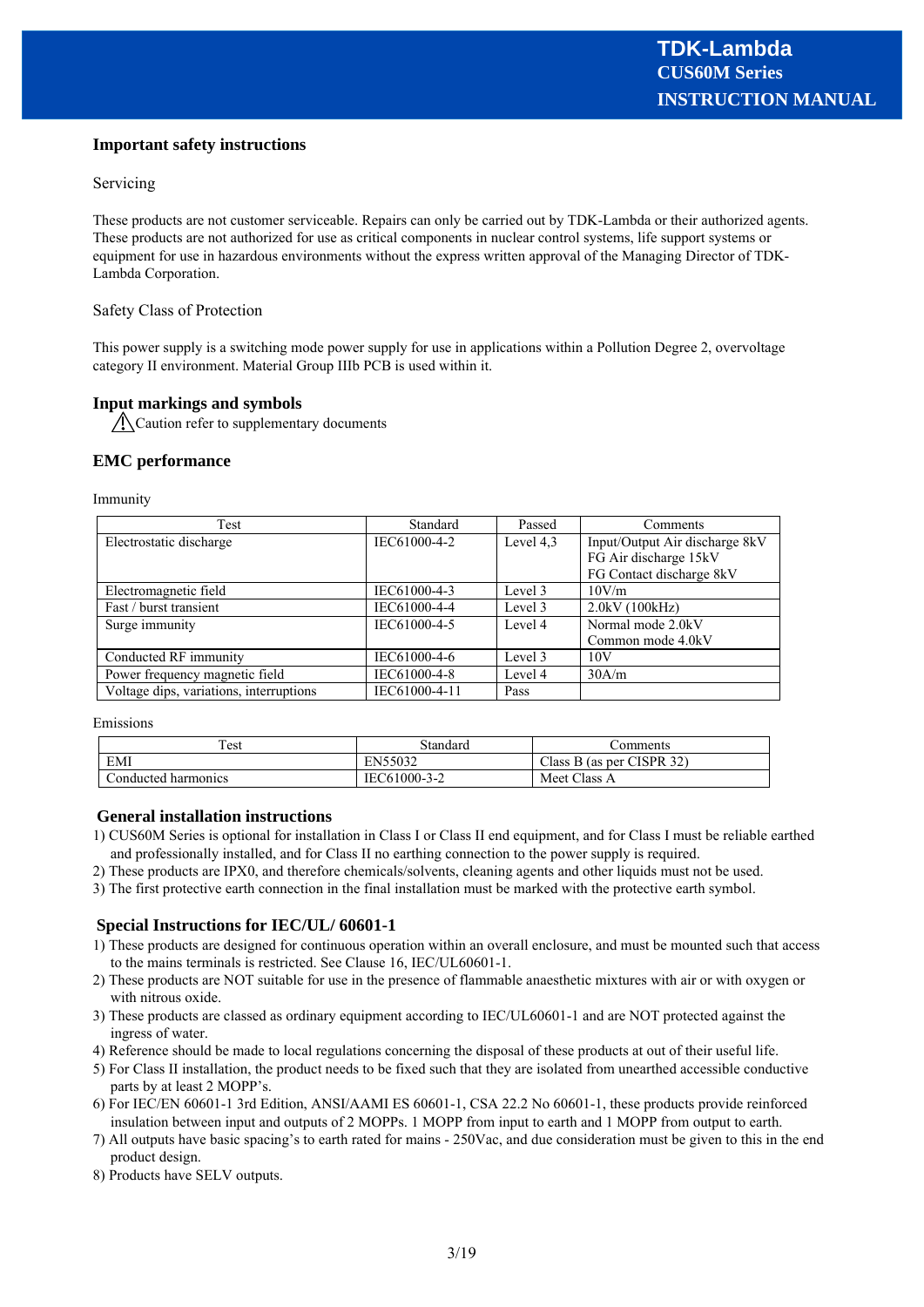## Important safety instructions

Servicing

These products are not customer serviceable. Repairs can only be carried out by TDK-Lambda or their authorized agents. These products are not authorized for use as critical components in nuclear control systems, life support systems or equipment for use in hazardous environments without the express written approval of the Managing Director of TDK-Lambda Corporation.

Safety Class of Protection

This power supply is a switching mode power supply for use in applications within a Pollution Degree 2, overvoltage category II environment. Material Group IIIb PCB is used within it.

## Input markings and symbols

⚠ Caution refer to supplementary documents

## EMC performance

Immunity

| Test | Standard | Passed | Comments |
|---|---|---|---|
| Electrostatic discharge | IEC61000-4-2 | Level 4,3 | Input/Output Air discharge 8kV<br>FG Air discharge 15kV<br>FG Contact discharge 8kV |
| Electromagnetic field | IEC61000-4-3 | Level 3 | 10V/m |
| Fast / burst transient | IEC61000-4-4 | Level 3 | 2.0kV (100kHz) |
| Surge immunity | IEC61000-4-5 | Level 4 | Normal mode 2.0kV<br>Common mode 4.0kV |
| Conducted RF immunity | IEC61000-4-6 | Level 3 | 10V |
| Power frequency magnetic field | IEC61000-4-8 | Level 4 | 30A/m |
| Voltage dips, variations, interruptions | IEC61000-4-11 | Pass | |

Emissions

| Test | Standard | Comments |
|---|---|---|
| EMI | EN55032 | Class B (as per CISPR 32) |
| Conducted harmonics | IEC61000-3-2 | Meet Class A |

## General installation instructions

1) CUS60M Series is optional for installation in Class I or Class II end equipment, and for Class I must be reliable earthed and professionally installed, and for Class II no earthing connection to the power supply is required.
2) These products are IPX0, and therefore chemicals/solvents, cleaning agents and other liquids must not be used.
3) The first protective earth connection in the final installation must be marked with the protective earth symbol.

## Special Instructions for IEC/UL/ 60601-1

1) These products are designed for continuous operation within an overall enclosure, and must be mounted such that access to the mains terminals is restricted. See Clause 16, IEC/UL60601-1.
2) These products are NOT suitable for use in the presence of flammable anaesthetic mixtures with air or with oxygen or with nitrous oxide.
3) These products are classed as ordinary equipment according to IEC/UL60601-1 and are NOT protected against the ingress of water.
4) Reference should be made to local regulations concerning the disposal of these products at out of their useful life.
5) For Class II installation, the product needs to be fixed such that they are isolated from unearthed accessible conductive parts by at least 2 MOPP's.
6) For IEC/EN 60601-1 3rd Edition, ANSI/AAMI ES 60601-1, CSA 22.2 No 60601-1, these products provide reinforced insulation between input and outputs of 2 MOPPs. 1 MOPP from input to earth and 1 MOPP from output to earth.
7) All outputs have basic spacing's to earth rated for mains - 250Vac, and due consideration must be given to this in the end product design.
8) Products have SELV outputs.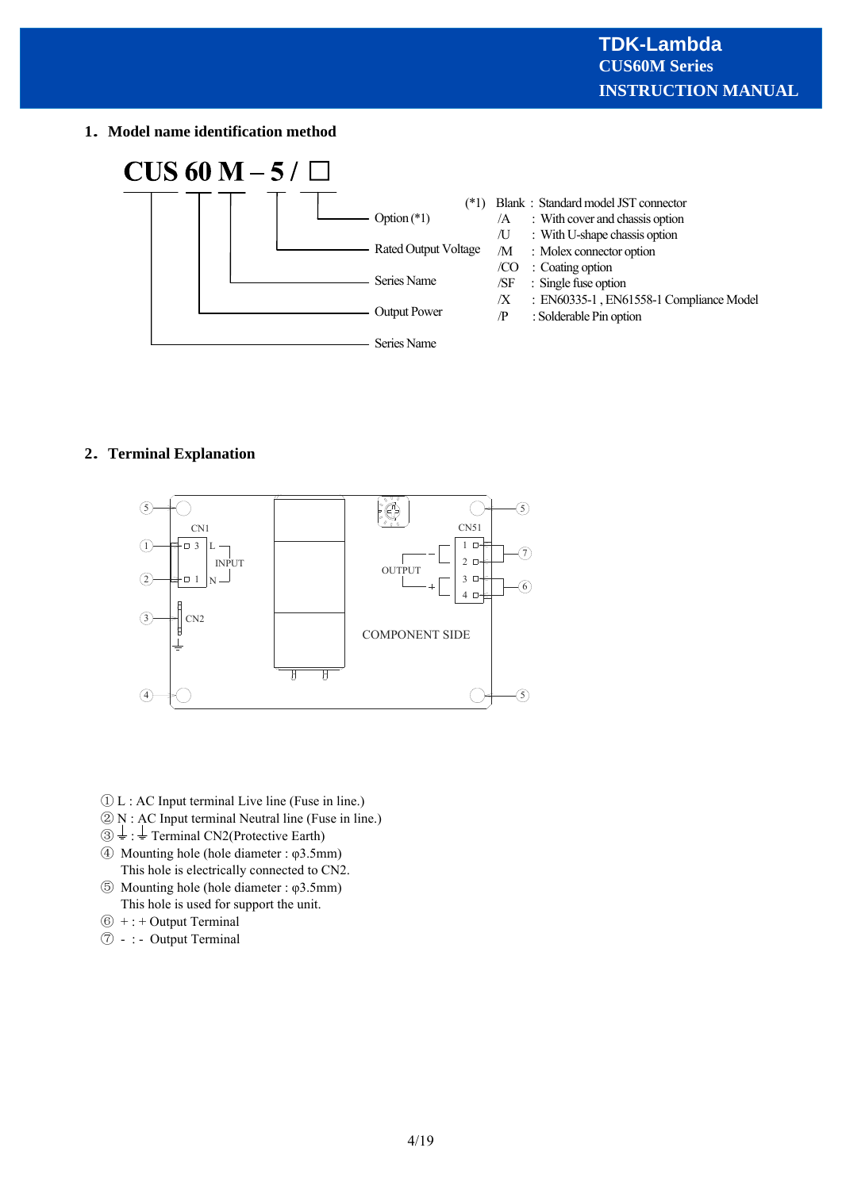## 1. Model name identification method

**CUS 60 M – 5 / □**

- Series Name (CUS)
- Output Power (60)
- Series Name (M)
- Rated Output Voltage (5)
- Option (*1)

(*1)

| | |
|---|---|
| Blank | : Standard model JST connector |
| /A | : With cover and chassis option |
| /U | : With U-shape chassis option |
| /M | : Molex connector option |
| /CO | : Coating option |
| /SF | : Single fuse option |
| /X | : EN60335-1 , EN61558-1 Compliance Model |
| /P | : Solderable Pin option |

## 2. Terminal Explanation

① L : AC Input terminal Live line (Fuse in line.)
② N : AC Input terminal Neutral line (Fuse in line.)
③ ⏚ : ⏚ Terminal CN2(Protective Earth)
④ Mounting hole (hole diameter : φ3.5mm)
This hole is electrically connected to CN2.
⑤ Mounting hole (hole diameter : φ3.5mm)
This hole is used for support the unit.
⑥ + : + Output Terminal
⑦ - : - Output Terminal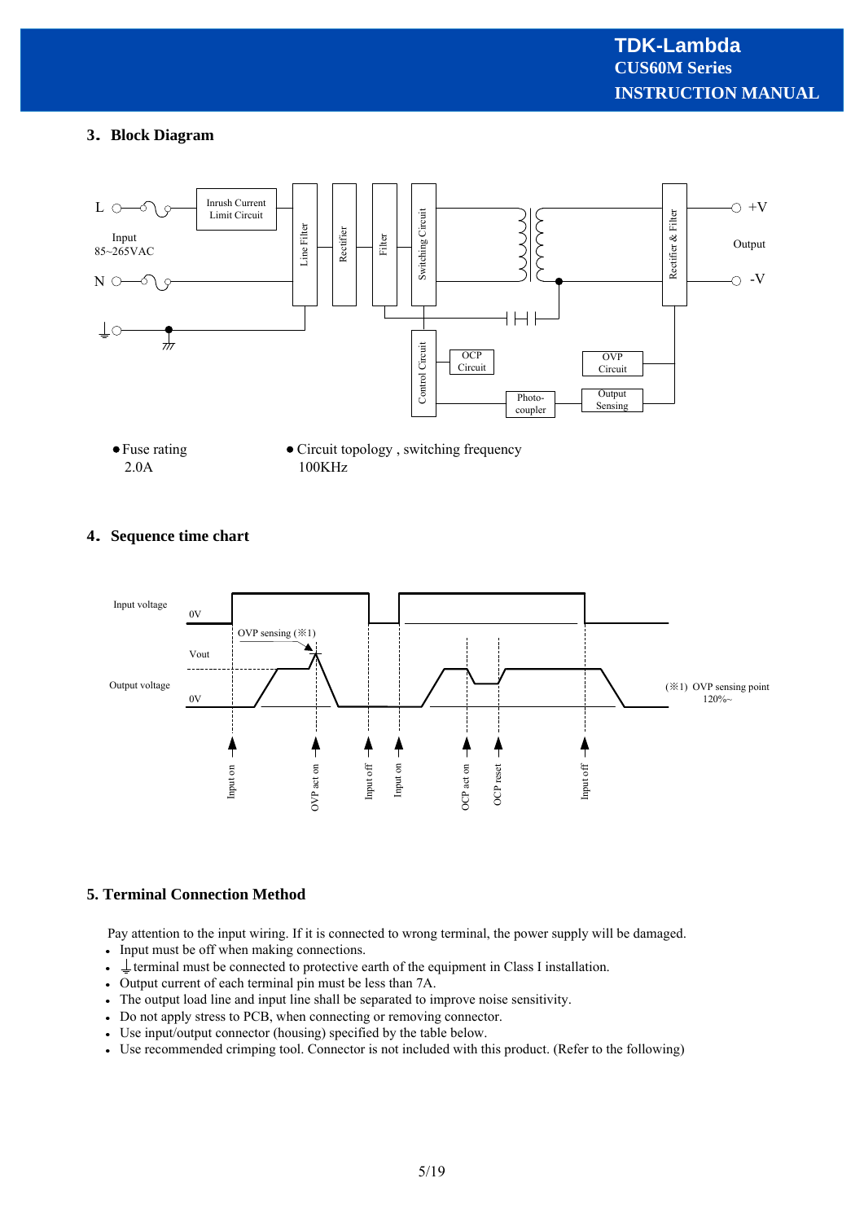## 3. Block Diagram

- Fuse rating
  2.0A
- Circuit topology , switching frequency
  100KHz

## 4. Sequence time chart

(※1) OVP sensing point 120%~

## 5. Terminal Connection Method

Pay attention to the input wiring. If it is connected to wrong terminal, the power supply will be damaged.

- Input must be off when making connections.
- ⏚ terminal must be connected to protective earth of the equipment in Class I installation.
- Output current of each terminal pin must be less than 7A.
- The output load line and input line shall be separated to improve noise sensitivity.
- Do not apply stress to PCB, when connecting or removing connector.
- Use input/output connector (housing) specified by the table below.
- Use recommended crimping tool. Connector is not included with this product. (Refer to the following)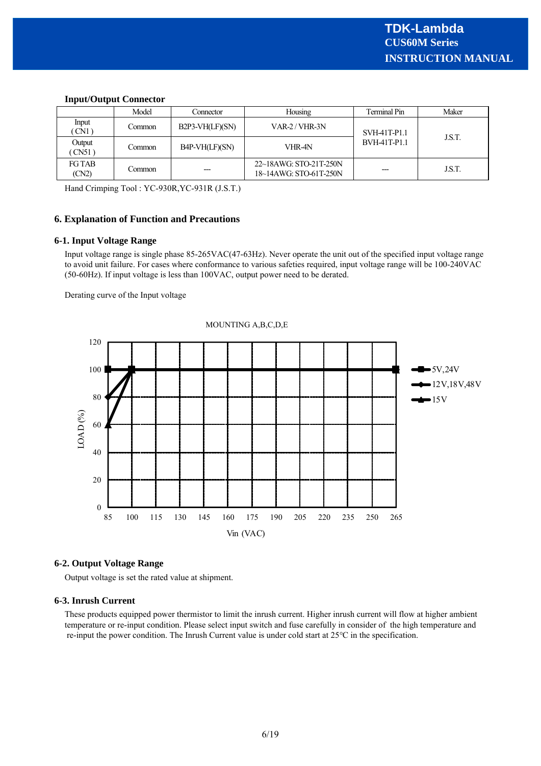**Input/Output Connector**

| | Model | Connector | Housing | Terminal Pin | Maker |
|---|---|---|---|---|---|
| Input ( CN1 ) | Common | B2P3-VH(LF)(SN) | VAR-2 / VHR-3N | SVH-41T-P1.1 BVH-41T-P1.1 | J.S.T. |
| Output ( CN51 ) | Common | B4P-VH(LF)(SN) | VHR-4N | | |
| FG TAB (CN2) | Common | --- | 22~18AWG: STO-21T-250N 18~14AWG: STO-61T-250N | --- | J.S.T. |

Hand Crimping Tool : YC-930R,YC-931R (J.S.T.)

## 6. Explanation of Function and Precautions

### 6-1. Input Voltage Range

Input voltage range is single phase 85-265VAC(47-63Hz). Never operate the unit out of the specified input voltage range to avoid unit failure. For cases where conformance to various safeties required, input voltage range will be 100-240VAC (50-60Hz). If input voltage is less than 100VAC, output power need to be derated.

Derating curve of the Input voltage

MOUNTING A,B,C,D,E

| Vin (VAC) | 5V,24V LOAD (%) | 12V,18V,48V LOAD (%) | 15V LOAD (%) |
|---|---|---|---|
| 85 | 100 | 80 | 60 |
| 100 | 100 | 100 | 100 |
| 265 | 100 | 100 | 100 |

### 6-2. Output Voltage Range

Output voltage is set the rated value at shipment.

### 6-3. Inrush Current

These products equipped power thermistor to limit the inrush current. Higher inrush current will flow at higher ambient temperature or re-input condition. Please select input switch and fuse carefully in consider of the high temperature and re-input the power condition. The Inrush Current value is under cold start at 25°C in the specification.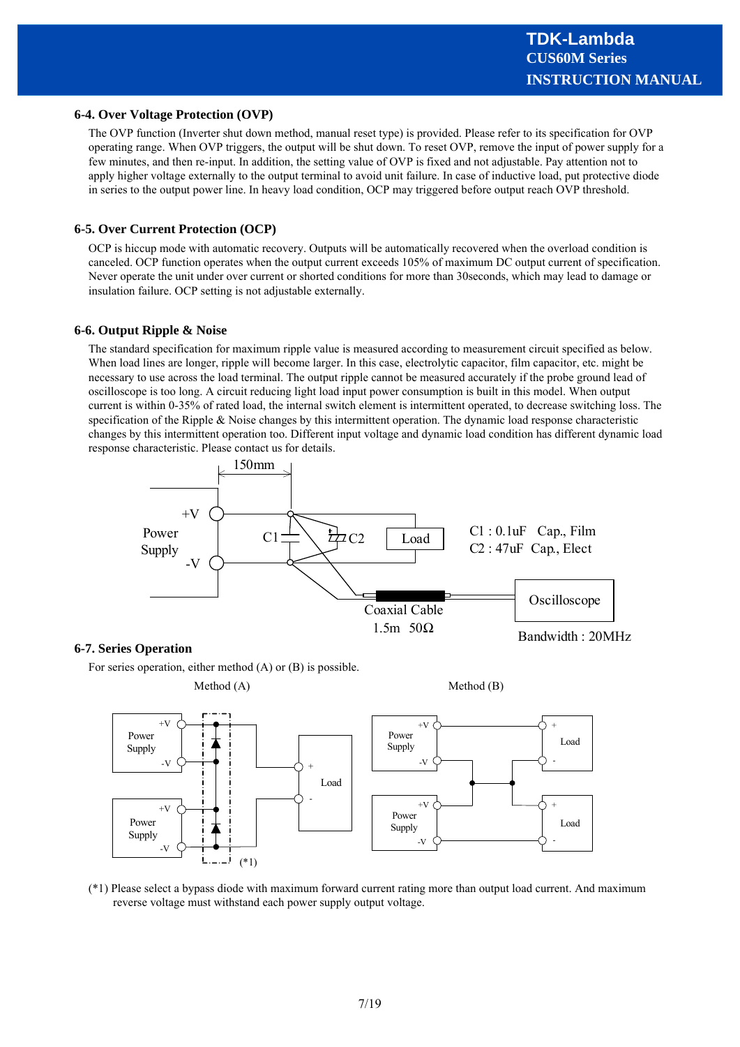### 6-4. Over Voltage Protection (OVP)

The OVP function (Inverter shut down method, manual reset type) is provided. Please refer to its specification for OVP operating range. When OVP triggers, the output will be shut down. To reset OVP, remove the input of power supply for a few minutes, and then re-input. In addition, the setting value of OVP is fixed and not adjustable. Pay attention not to apply higher voltage externally to the output terminal to avoid unit failure. In case of inductive load, put protective diode in series to the output power line. In heavy load condition, OCP may triggered before output reach OVP threshold.

### 6-5. Over Current Protection (OCP)

OCP is hiccup mode with automatic recovery. Outputs will be automatically recovered when the overload condition is canceled. OCP function operates when the output current exceeds 105% of maximum DC output current of specification. Never operate the unit under over current or shorted conditions for more than 30seconds, which may lead to damage or insulation failure. OCP setting is not adjustable externally.

### 6-6. Output Ripple & Noise

The standard specification for maximum ripple value is measured according to measurement circuit specified as below. When load lines are longer, ripple will become larger. In this case, electrolytic capacitor, film capacitor, etc. might be necessary to use across the load terminal. The output ripple cannot be measured accurately if the probe ground lead of oscilloscope is too long. A circuit reducing light load input power consumption is built in this model. When output current is within 0-35% of rated load, the internal switch element is intermittent operated, to decrease switching loss. The specification of the Ripple & Noise changes by this intermittent operation. The dynamic load response characteristic changes by this intermittent operation too. Different input voltage and dynamic load condition has different dynamic load response characteristic. Please contact us for details.

150mm

Power Supply +V -V C1 C2 Load

C1 : 0.1uF Cap., Film
C2 : 47uF Cap., Elect

Coaxial Cable 1.5m 50Ω

Oscilloscope

Bandwidth : 20MHz

### 6-7. Series Operation

For series operation, either method (A) or (B) is possible.

Method (A) Method (B)

(*1) Please select a bypass diode with maximum forward current rating more than output load current. And maximum reverse voltage must withstand each power supply output voltage.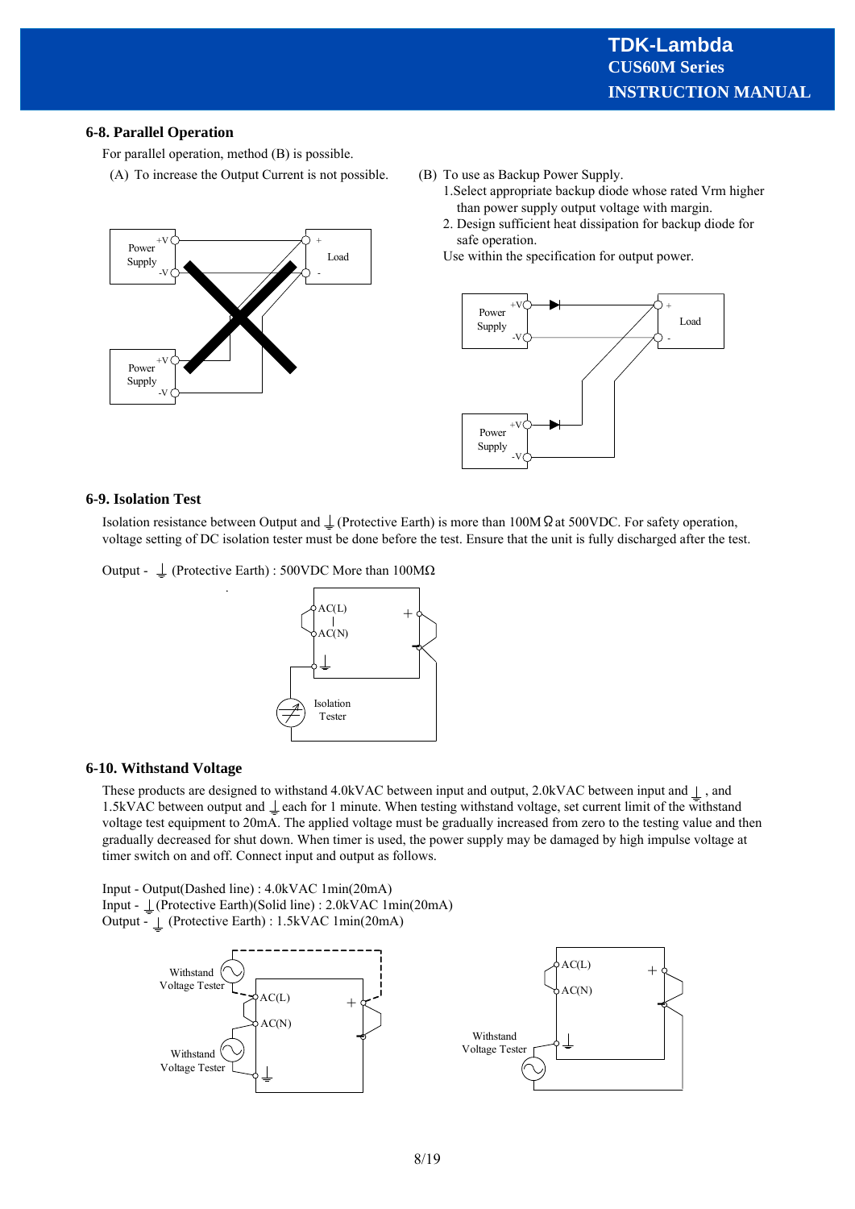## 6-8. Parallel Operation

For parallel operation, method (B) is possible.

(A) To increase the Output Current is not possible.

(B) To use as Backup Power Supply.

1. Select appropriate backup diode whose rated Vrm higher than power supply output voltage with margin.
2. Design sufficient heat dissipation for backup diode for safe operation.

Use within the specification for output power.

## 6-9. Isolation Test

Isolation resistance between Output and ⏚ (Protective Earth) is more than 100MΩ at 500VDC. For safety operation, voltage setting of DC isolation tester must be done before the test. Ensure that the unit is fully discharged after the test.

Output - ⏚ (Protective Earth) : 500VDC More than 100MΩ

## 6-10. Withstand Voltage

These products are designed to withstand 4.0kVAC between input and output, 2.0kVAC between input and ⏚ , and 1.5kVAC between output and ⏚ each for 1 minute. When testing withstand voltage, set current limit of the withstand voltage test equipment to 20mA. The applied voltage must be gradually increased from zero to the testing value and then gradually decreased for shut down. When timer is used, the power supply may be damaged by high impulse voltage at timer switch on and off. Connect input and output as follows.

Input - Output(Dashed line) : 4.0kVAC 1min(20mA)
Input - ⏚ (Protective Earth)(Solid line) : 2.0kVAC 1min(20mA)
Output - ⏚ (Protective Earth) : 1.5kVAC 1min(20mA)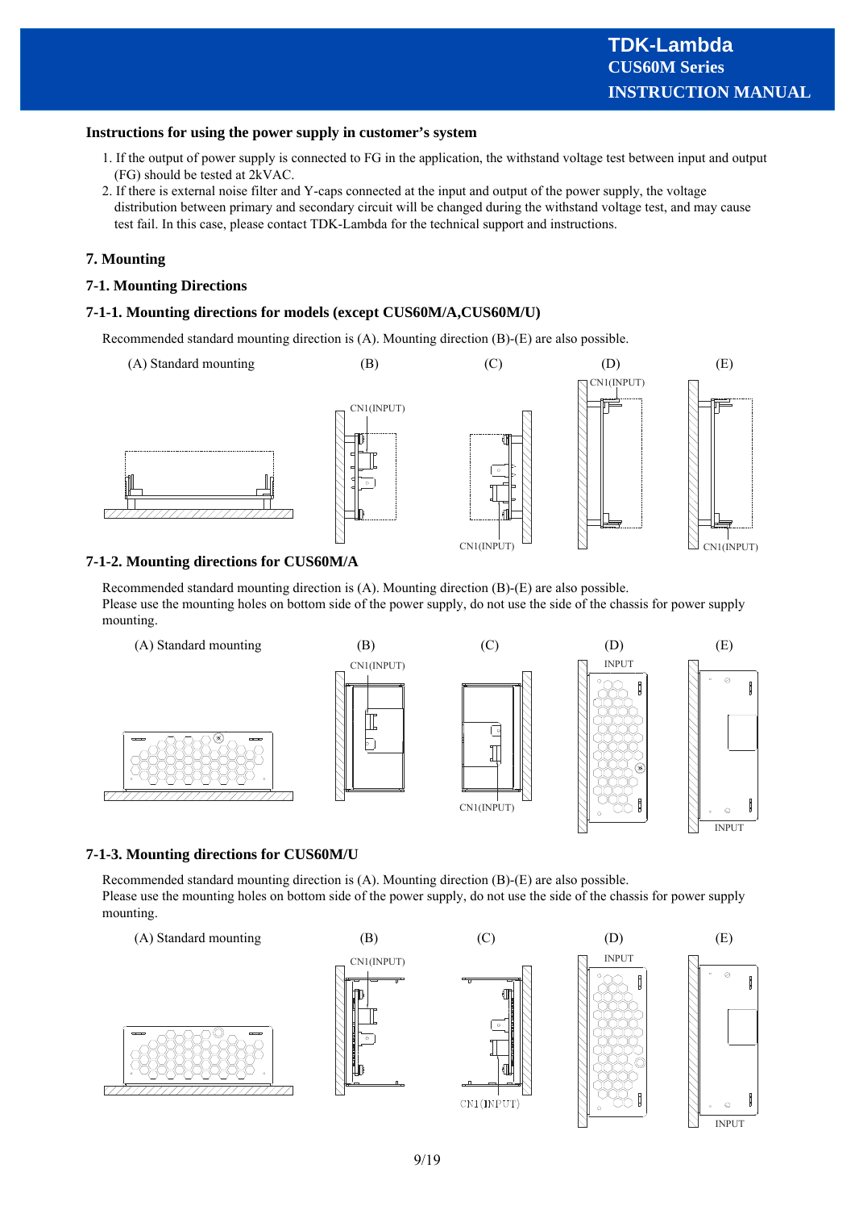**Instructions for using the power supply in customer's system**

1. If the output of power supply is connected to FG in the application, the withstand voltage test between input and output (FG) should be tested at 2kVAC.
2. If there is external noise filter and Y-caps connected at the input and output of the power supply, the voltage distribution between primary and secondary circuit will be changed during the withstand voltage test, and may cause test fail. In this case, please contact TDK-Lambda for the technical support and instructions.

## 7. Mounting

### 7-1. Mounting Directions

#### 7-1-1. Mounting directions for models (except CUS60M/A,CUS60M/U)

Recommended standard mounting direction is (A). Mounting direction (B)-(E) are also possible.

(A) Standard mounting (B) (C) (D) (E)

CN1(INPUT) CN1(INPUT) CN1(INPUT) CN1(INPUT)

#### 7-1-2. Mounting directions for CUS60M/A

Recommended standard mounting direction is (A). Mounting direction (B)-(E) are also possible.
Please use the mounting holes on bottom side of the power supply, do not use the side of the chassis for power supply mounting.

(A) Standard mounting (B) (C) (D) (E)

CN1(INPUT) CN1(INPUT) INPUT INPUT

#### 7-1-3. Mounting directions for CUS60M/U

Recommended standard mounting direction is (A). Mounting direction (B)-(E) are also possible.
Please use the mounting holes on bottom side of the power supply, do not use the side of the chassis for power supply mounting.

(A) Standard mounting (B) (C) (D) (E)

CN1(INPUT) CN1(INPUT) INPUT INPUT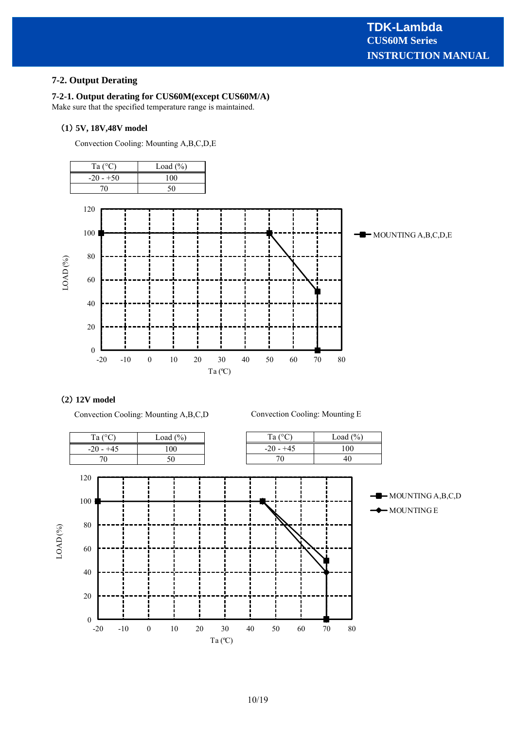## 7-2. Output Derating

### 7-2-1. Output derating for CUS60M(except CUS60M/A)

Make sure that the specified temperature range is maintained.

#### (1) 5V, 18V,48V model

Convection Cooling: Mounting A,B,C,D,E

| Ta (°C) | Load (%) |
|---|---|
| -20 - +50 | 100 |
| 70 | 50 |

#### (2) 12V model

Convection Cooling: Mounting A,B,C,D

| Ta (°C) | Load (%) |
|---|---|
| -20 - +45 | 100 |
| 70 | 50 |

Convection Cooling: Mounting E

| Ta (°C) | Load (%) |
|---|---|
| -20 - +45 | 100 |
| 70 | 40 |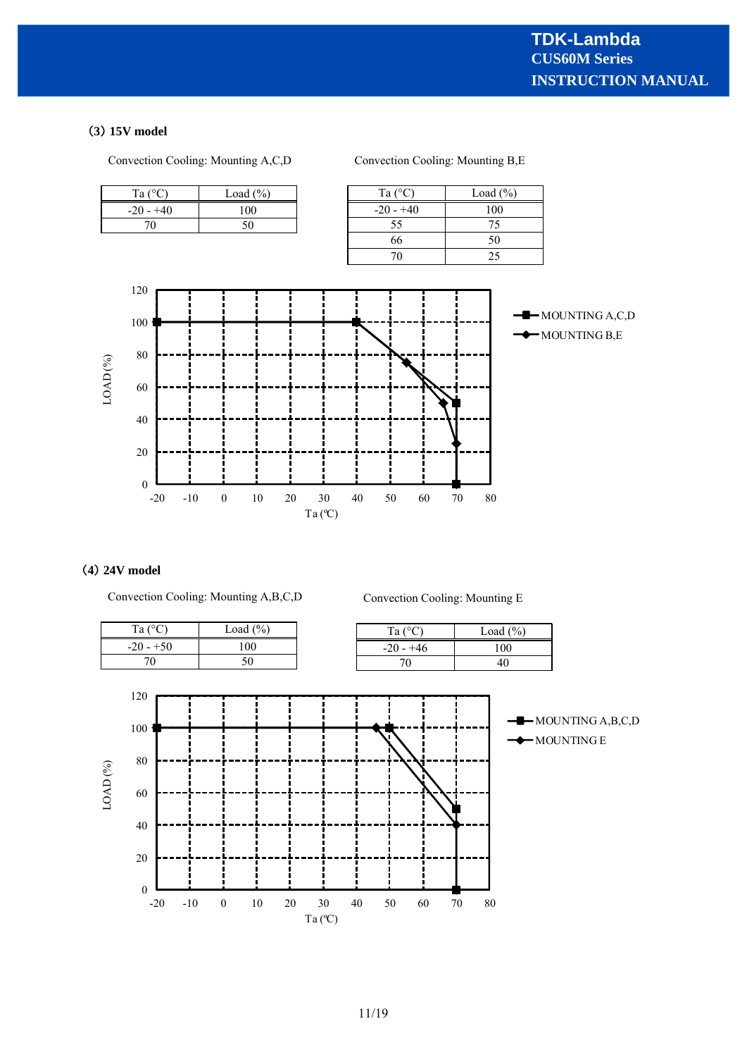### (3) 15V model

Convection Cooling: Mounting A,C,D

| Ta (°C) | Load (%) |
|---|---|
| -20 - +40 | 100 |
| 70 | 50 |

Convection Cooling: Mounting B,E

| Ta (°C) | Load (%) |
|---|---|
| -20 - +40 | 100 |
| 55 | 75 |
| 66 | 50 |
| 70 | 25 |

### (4) 24V model

Convection Cooling: Mounting A,B,C,D

| Ta (°C) | Load (%) |
|---|---|
| -20 - +50 | 100 |
| 70 | 50 |

Convection Cooling: Mounting E

| Ta (°C) | Load (%) |
|---|---|
| -20 - +46 | 100 |
| 70 | 40 |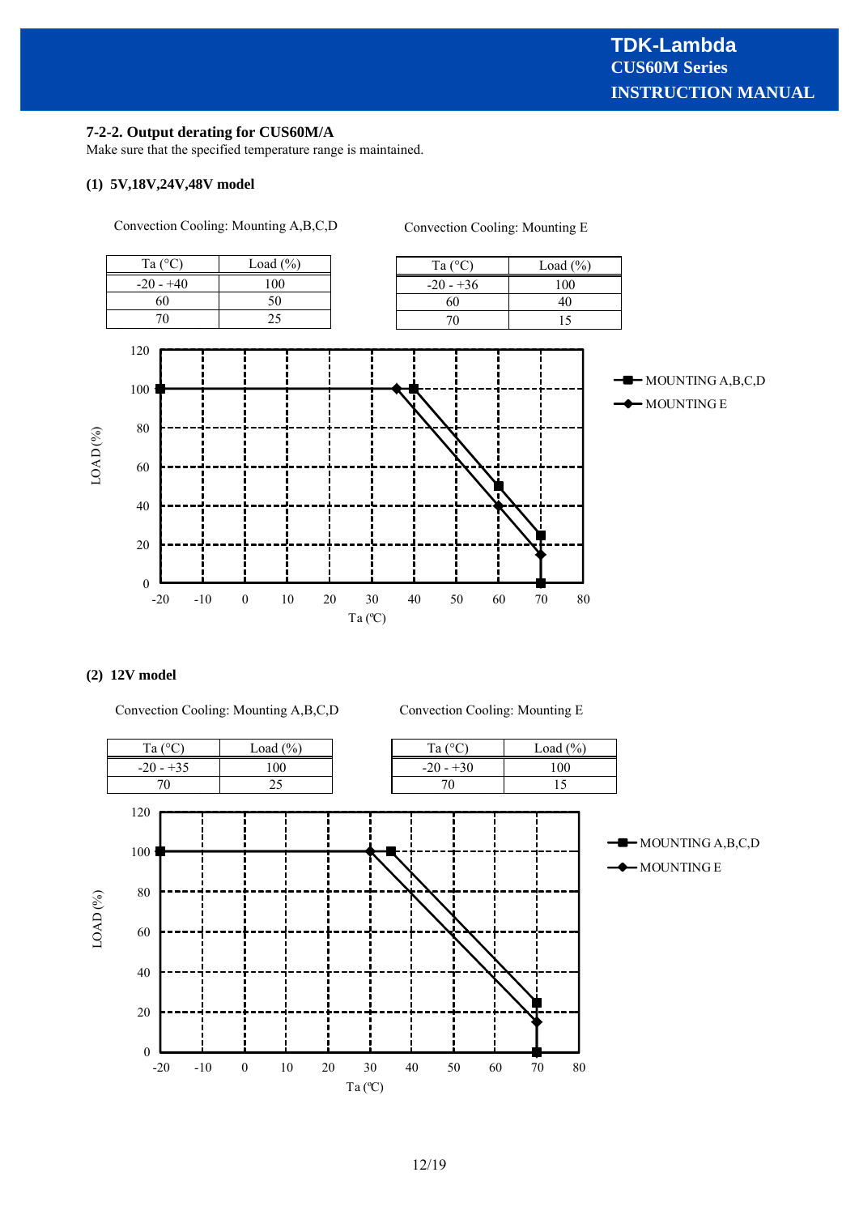## 7-2-2. Output derating for CUS60M/A

Make sure that the specified temperature range is maintained.

### (1) 5V,18V,24V,48V model

Convection Cooling: Mounting A,B,C,D

| Ta (°C) | Load (%) |
|---|---|
| -20 - +40 | 100 |
| 60 | 50 |
| 70 | 25 |

Convection Cooling: Mounting E

| Ta (°C) | Load (%) |
|---|---|
| -20 - +36 | 100 |
| 60 | 40 |
| 70 | 15 |

### (2) 12V model

Convection Cooling: Mounting A,B,C,D

| Ta (°C) | Load (%) |
|---|---|
| -20 - +35 | 100 |
| 70 | 25 |

Convection Cooling: Mounting E

| Ta (°C) | Load (%) |
|---|---|
| -20 - +30 | 100 |
| 70 | 15 |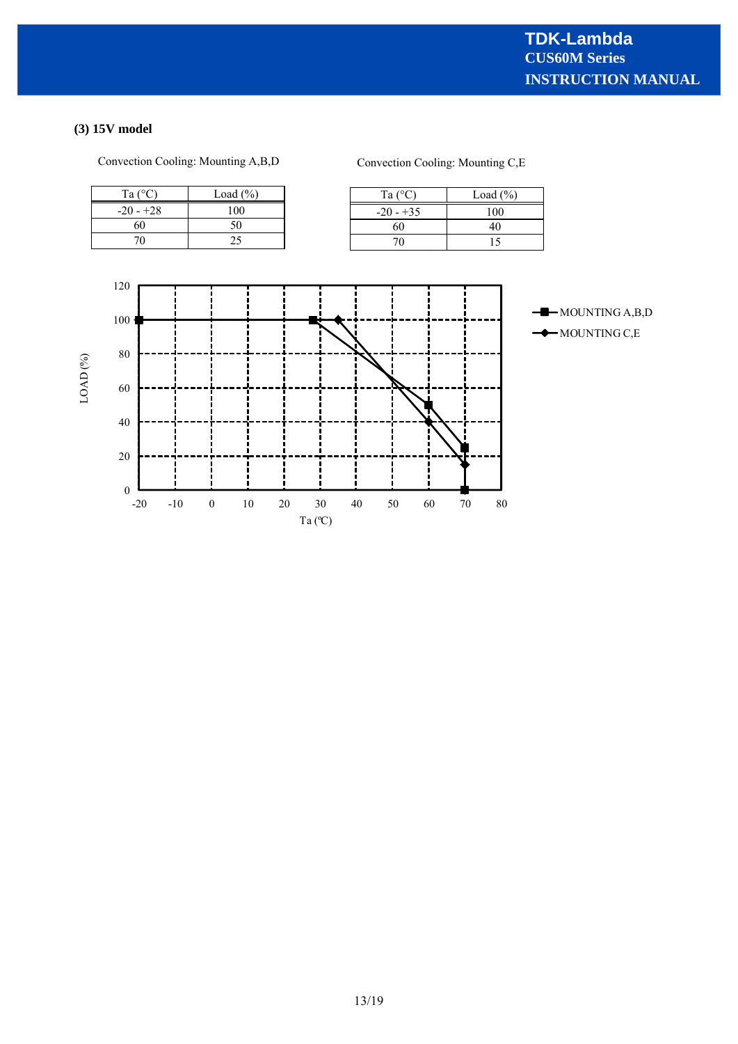### (3) 15V model

Convection Cooling: Mounting A,B,D

| Ta (°C) | Load (%) |
|---|---|
| -20 - +28 | 100 |
| 60 | 50 |
| 70 | 25 |

Convection Cooling: Mounting C,E

| Ta (°C) | Load (%) |
|---|---|
| -20 - +35 | 100 |
| 60 | 40 |
| 70 | 15 |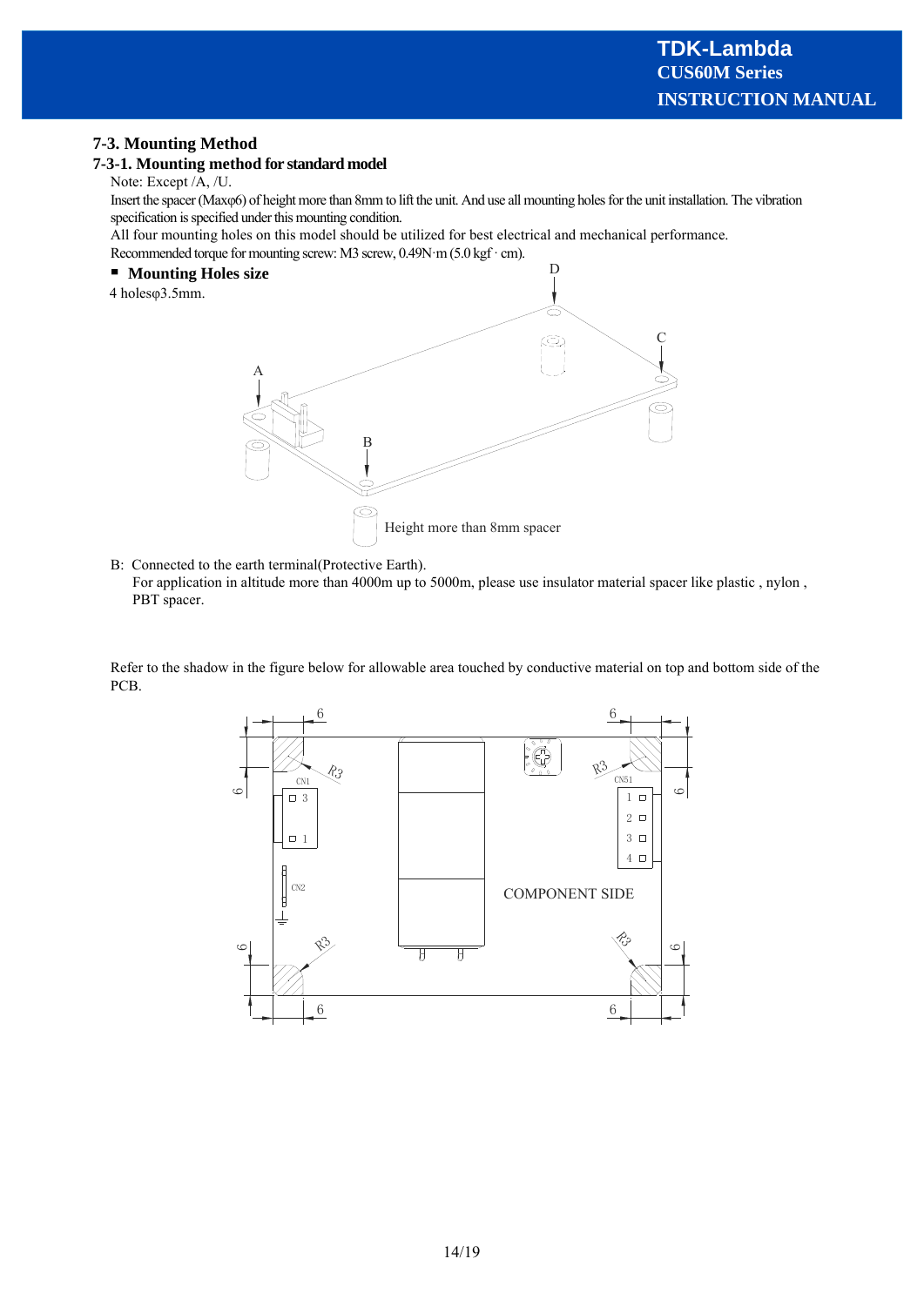## 7-3. Mounting Method

### 7-3-1. Mounting method for standard model

Note: Except /A, /U.

Insert the spacer (Maxφ6) of height more than 8mm to lift the unit. And use all mounting holes for the unit installation. The vibration specification is specified under this mounting condition.

All four mounting holes on this model should be utilized for best electrical and mechanical performance.

Recommended torque for mounting screw: M3 screw, 0.49N·m (5.0 kgf · cm).

- **Mounting Holes size**

4 holesφ3.5mm.

D

C

A

B

Height more than 8mm spacer

B: Connected to the earth terminal(Protective Earth).
For application in altitude more than 4000m up to 5000m, please use insulator material spacer like plastic , nylon , PBT spacer.

Refer to the shadow in the figure below for allowable area touched by conductive material on top and bottom side of the PCB.

6 6 6 6 6 6 6 6

R3 R3 R3 R3

CN1 CN51 CN2

COMPONENT SIDE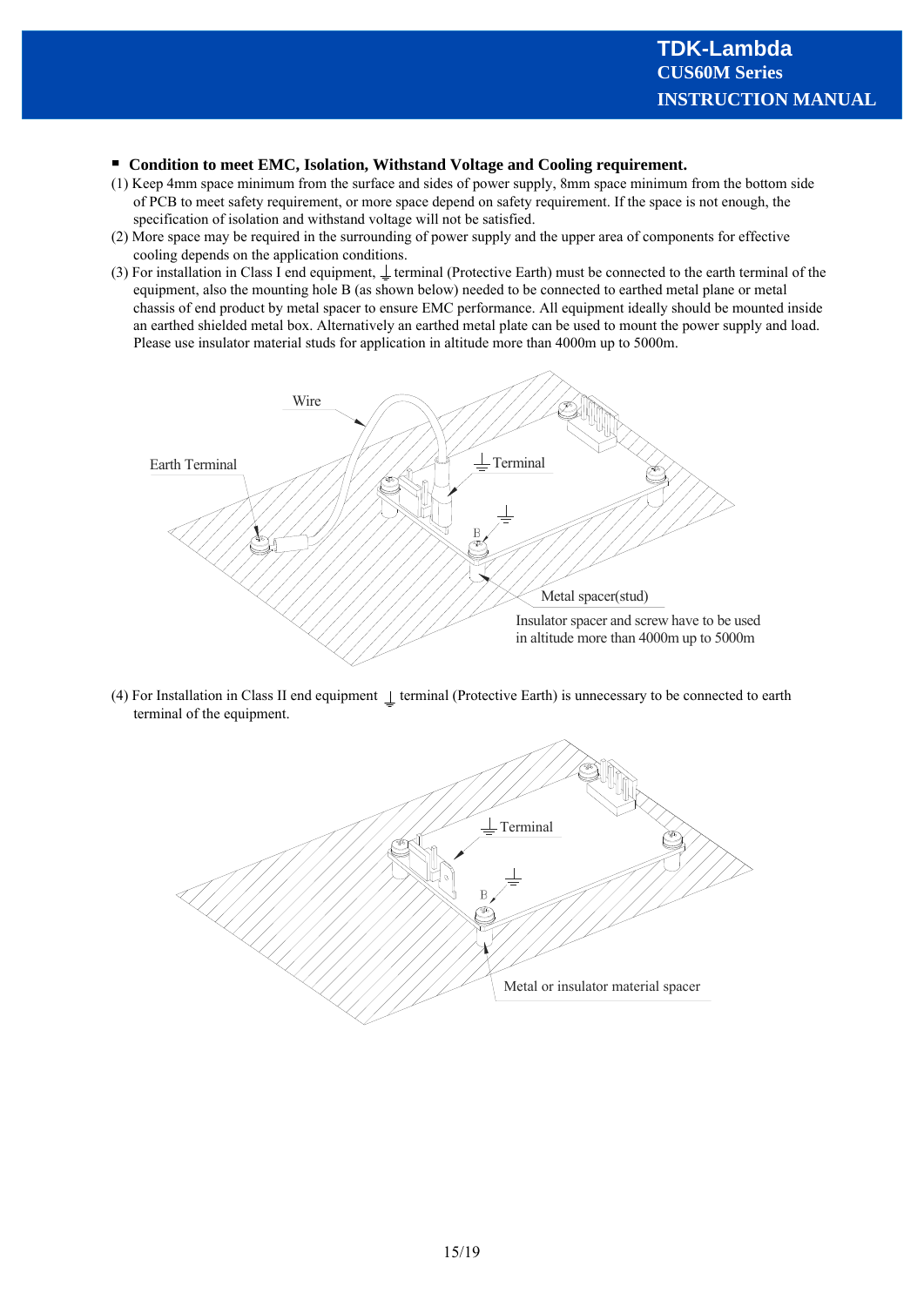## ■ Condition to meet EMC, Isolation, Withstand Voltage and Cooling requirement.

(1) Keep 4mm space minimum from the surface and sides of power supply, 8mm space minimum from the bottom side of PCB to meet safety requirement, or more space depend on safety requirement. If the space is not enough, the specification of isolation and withstand voltage will not be satisfied.

(2) More space may be required in the surrounding of power supply and the upper area of components for effective cooling depends on the application conditions.

(3) For installation in Class I end equipment, ⏚ terminal (Protective Earth) must be connected to the earth terminal of the equipment, also the mounting hole B (as shown below) needed to be connected to earthed metal plane or metal chassis of end product by metal spacer to ensure EMC performance. All equipment ideally should be mounted inside an earthed shielded metal box. Alternatively an earthed metal plate can be used to mount the power supply and load. Please use insulator material studs for application in altitude more than 4000m up to 5000m.

Wire

Earth Terminal

⏚ Terminal

B

Metal spacer(stud)

Insulator spacer and screw have to be used in altitude more than 4000m up to 5000m

(4) For Installation in Class II end equipment ⏚ terminal (Protective Earth) is unnecessary to be connected to earth terminal of the equipment.

⏚ Terminal

B

Metal or insulator material spacer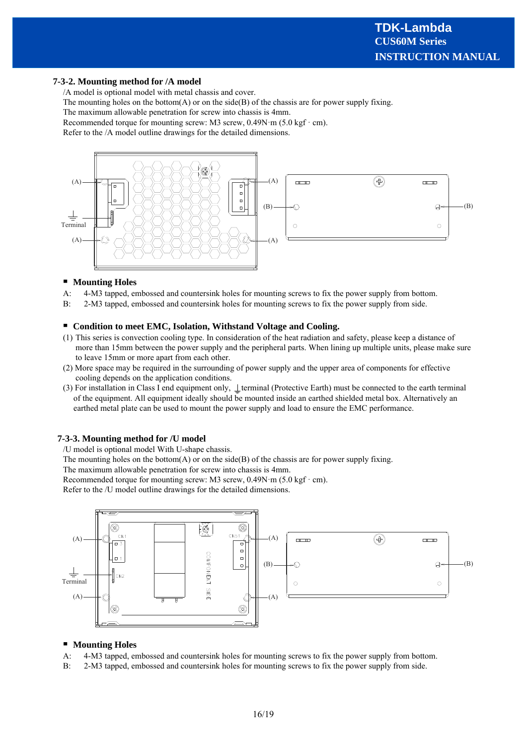### 7-3-2. Mounting method for /A model

/A model is optional model with metal chassis and cover.
The mounting holes on the bottom(A) or on the side(B) of the chassis are for power supply fixing.
The maximum allowable penetration for screw into chassis is 4mm.
Recommended torque for mounting screw: M3 screw, 0.49N·m (5.0 kgf · cm).
Refer to the /A model outline drawings for the detailed dimensions.

- **Mounting Holes**

A: 4-M3 tapped, embossed and countersink holes for mounting screws to fix the power supply from bottom.
B: 2-M3 tapped, embossed and countersink holes for mounting screws to fix the power supply from side.

- **Condition to meet EMC, Isolation, Withstand Voltage and Cooling.**

(1) This series is convection cooling type. In consideration of the heat radiation and safety, please keep a distance of more than 15mm between the power supply and the peripheral parts. When lining up multiple units, please make sure to leave 15mm or more apart from each other.
(2) More space may be required in the surrounding of power supply and the upper area of components for effective cooling depends on the application conditions.
(3) For installation in Class I end equipment only, ⏊ terminal (Protective Earth) must be connected to the earth terminal of the equipment. All equipment ideally should be mounted inside an earthed shielded metal box. Alternatively an earthed metal plate can be used to mount the power supply and load to ensure the EMC performance.

### 7-3-3. Mounting method for /U model

/U model is optional model With U-shape chassis.
The mounting holes on the bottom(A) or on the side(B) of the chassis are for power supply fixing.
The maximum allowable penetration for screw into chassis is 4mm.
Recommended torque for mounting screw: M3 screw, 0.49N·m (5.0 kgf · cm).
Refer to the /U model outline drawings for the detailed dimensions.

- **Mounting Holes**

A: 4-M3 tapped, embossed and countersink holes for mounting screws to fix the power supply from bottom.
B: 2-M3 tapped, embossed and countersink holes for mounting screws to fix the power supply from side.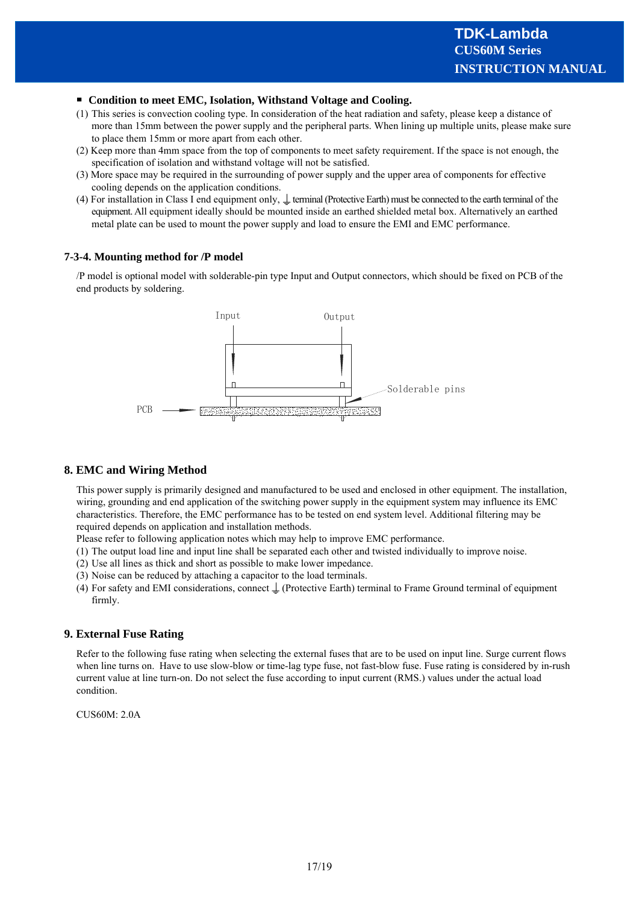- **Condition to meet EMC, Isolation, Withstand Voltage and Cooling.**

(1) This series is convection cooling type. In consideration of the heat radiation and safety, please keep a distance of more than 15mm between the power supply and the peripheral parts. When lining up multiple units, please make sure to place them 15mm or more apart from each other.

(2) Keep more than 4mm space from the top of components to meet safety requirement. If the space is not enough, the specification of isolation and withstand voltage will not be satisfied.

(3) More space may be required in the surrounding of power supply and the upper area of components for effective cooling depends on the application conditions.

(4) For installation in Class I end equipment only, ⏚ terminal (Protective Earth) must be connected to the earth terminal of the equipment. All equipment ideally should be mounted inside an earthed shielded metal box. Alternatively an earthed metal plate can be used to mount the power supply and load to ensure the EMI and EMC performance.

### 7-3-4. Mounting method for /P model

/P model is optional model with solderable-pin type Input and Output connectors, which should be fixed on PCB of the end products by soldering.

Input Output

Solderable pins

PCB

## 8. EMC and Wiring Method

This power supply is primarily designed and manufactured to be used and enclosed in other equipment. The installation, wiring, grounding and end application of the switching power supply in the equipment system may influence its EMC characteristics. Therefore, the EMC performance has to be tested on end system level. Additional filtering may be required depends on application and installation methods.

Please refer to following application notes which may help to improve EMC performance.

(1) The output load line and input line shall be separated each other and twisted individually to improve noise.

(2) Use all lines as thick and short as possible to make lower impedance.

(3) Noise can be reduced by attaching a capacitor to the load terminals.

(4) For safety and EMI considerations, connect ⏚ (Protective Earth) terminal to Frame Ground terminal of equipment firmly.

## 9. External Fuse Rating

Refer to the following fuse rating when selecting the external fuses that are to be used on input line. Surge current flows when line turns on. Have to use slow-blow or time-lag type fuse, not fast-blow fuse. Fuse rating is considered by in-rush current value at line turn-on. Do not select the fuse according to input current (RMS.) values under the actual load condition.

CUS60M: 2.0A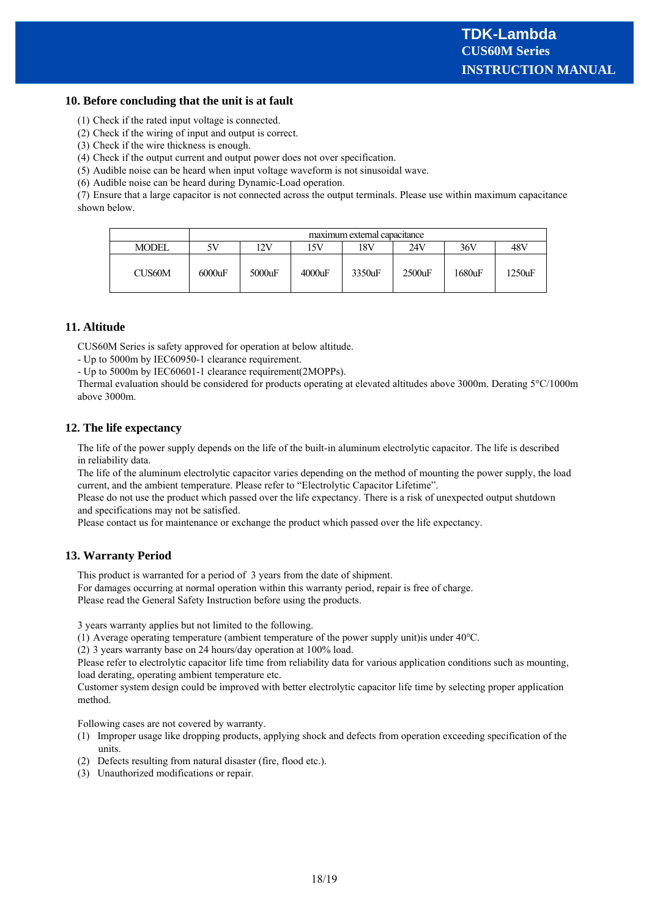## 10. Before concluding that the unit is at fault

(1) Check if the rated input voltage is connected.
(2) Check if the wiring of input and output is correct.
(3) Check if the wire thickness is enough.
(4) Check if the output current and output power does not over specification.
(5) Audible noise can be heard when input voltage waveform is not sinusoidal wave.
(6) Audible noise can be heard during Dynamic-Load operation.
(7) Ensure that a large capacitor is not connected across the output terminals. Please use within maximum capacitance shown below.

| | maximum external capacitance | | | | | | |
|---|---|---|---|---|---|---|---|
| MODEL | 5V | 12V | 15V | 18V | 24V | 36V | 48V |
| CUS60M | 6000uF | 5000uF | 4000uF | 3350uF | 2500uF | 1680uF | 1250uF |

## 11. Altitude

CUS60M Series is safety approved for operation at below altitude.
- Up to 5000m by IEC60950-1 clearance requirement.
- Up to 5000m by IEC60601-1 clearance requirement(2MOPPs).

Thermal evaluation should be considered for products operating at elevated altitudes above 3000m. Derating 5°C/1000m above 3000m.

## 12. The life expectancy

The life of the power supply depends on the life of the built-in aluminum electrolytic capacitor. The life is described in reliability data.
The life of the aluminum electrolytic capacitor varies depending on the method of mounting the power supply, the load current, and the ambient temperature. Please refer to "Electrolytic Capacitor Lifetime".
Please do not use the product which passed over the life expectancy. There is a risk of unexpected output shutdown and specifications may not be satisfied.
Please contact us for maintenance or exchange the product which passed over the life expectancy.

## 13. Warranty Period

This product is warranted for a period of 3 years from the date of shipment.
For damages occurring at normal operation within this warranty period, repair is free of charge.
Please read the General Safety Instruction before using the products.

3 years warranty applies but not limited to the following.
(1) Average operating temperature (ambient temperature of the power supply unit)is under 40℃.
(2) 3 years warranty base on 24 hours/day operation at 100% load.
Please refer to electrolytic capacitor life time from reliability data for various application conditions such as mounting, load derating, operating ambient temperature etc.
Customer system design could be improved with better electrolytic capacitor life time by selecting proper application method.

Following cases are not covered by warranty.
(1) Improper usage like dropping products, applying shock and defects from operation exceeding specification of the units.
(2) Defects resulting from natural disaster (fire, flood etc.).
(3) Unauthorized modifications or repair.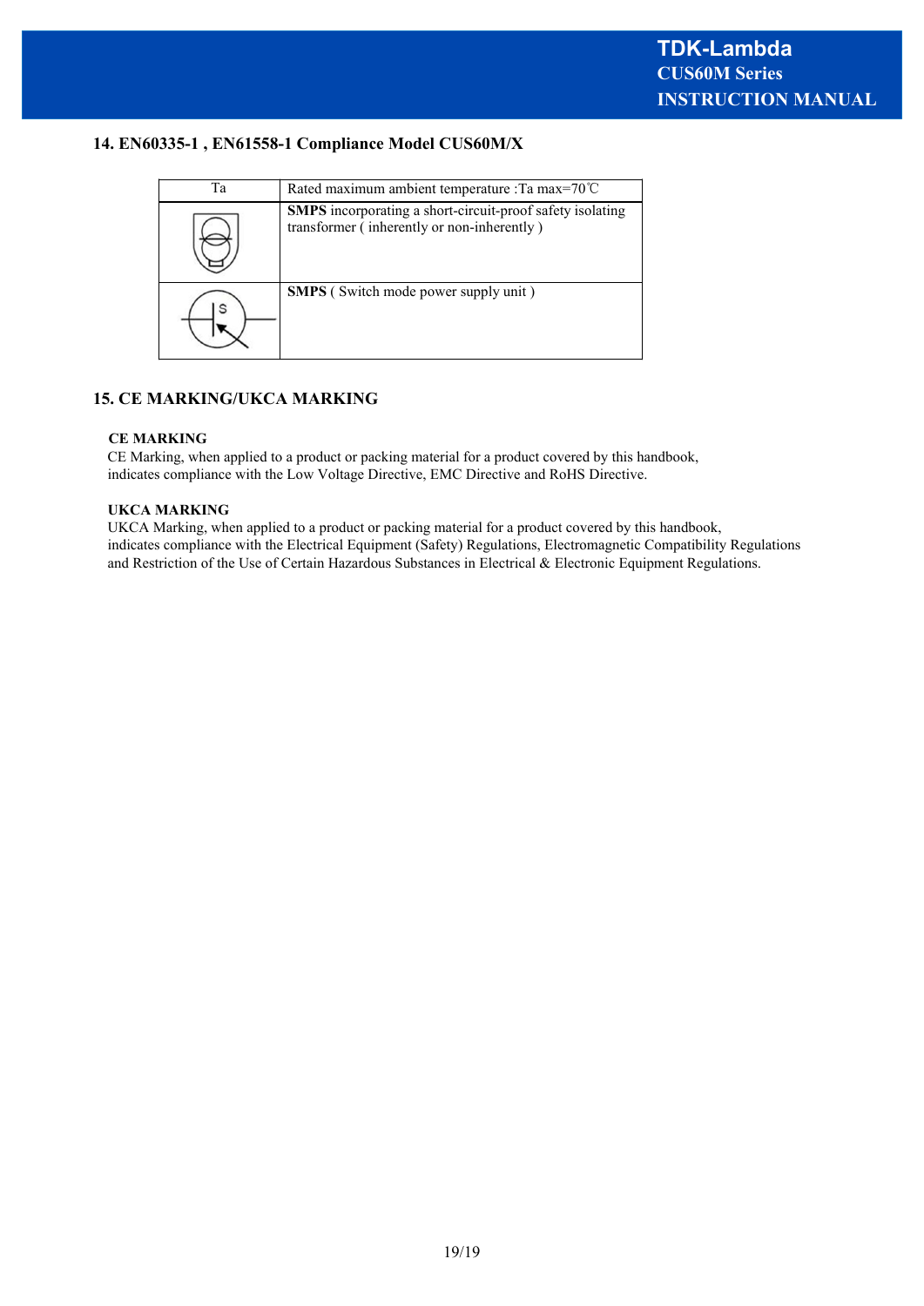## 14. EN60335-1 , EN61558-1 Compliance Model CUS60M/X

| | |
|---|---|
| Ta | Rated maximum ambient temperature :Ta max=70℃ |
| | **SMPS** incorporating a short-circuit-proof safety isolating transformer ( inherently or non-inherently ) |
| | **SMPS** ( Switch mode power supply unit ) |

## 15. CE MARKING/UKCA MARKING

### CE MARKING

CE Marking, when applied to a product or packing material for a product covered by this handbook, indicates compliance with the Low Voltage Directive, EMC Directive and RoHS Directive.

### UKCA MARKING

UKCA Marking, when applied to a product or packing material for a product covered by this handbook, indicates compliance with the Electrical Equipment (Safety) Regulations, Electromagnetic Compatibility Regulations and Restriction of the Use of Certain Hazardous Substances in Electrical & Electronic Equipment Regulations.